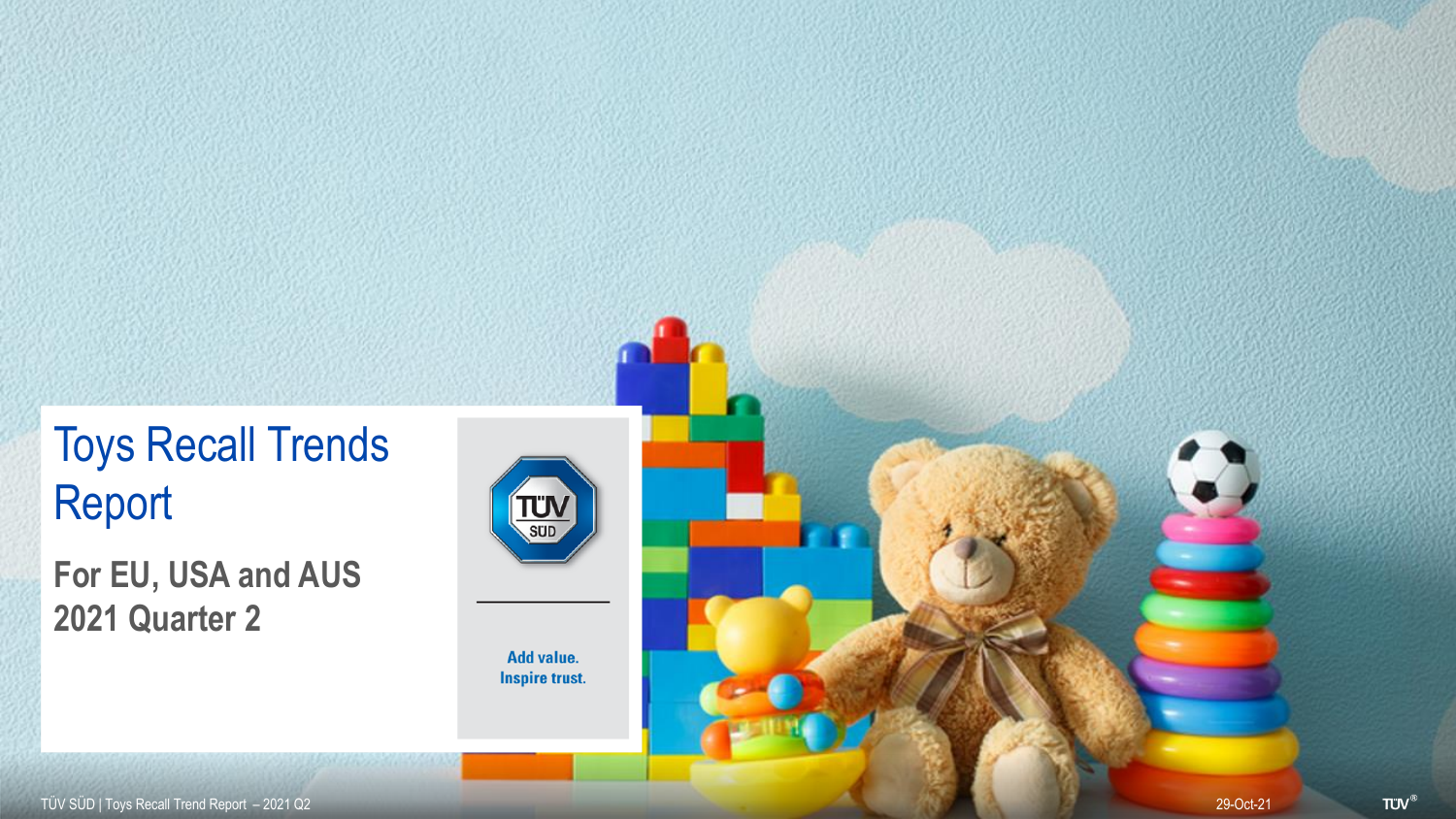# Toys Recall Trends Report

## For EU, USA and AUS
## 2021 Quarter 2

Add value.
Inspire trust.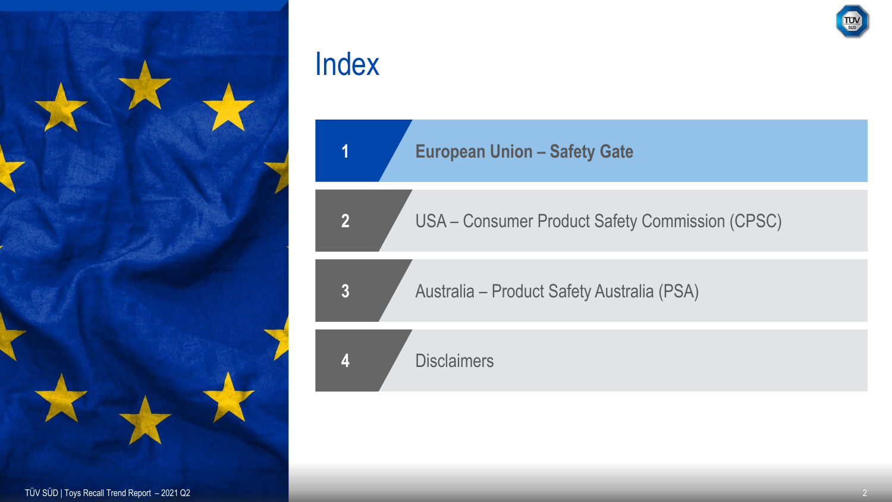# Index

1. **European Union – Safety Gate**
2. USA – Consumer Product Safety Commission (CPSC)
3. Australia – Product Safety Australia (PSA)
4. Disclaimers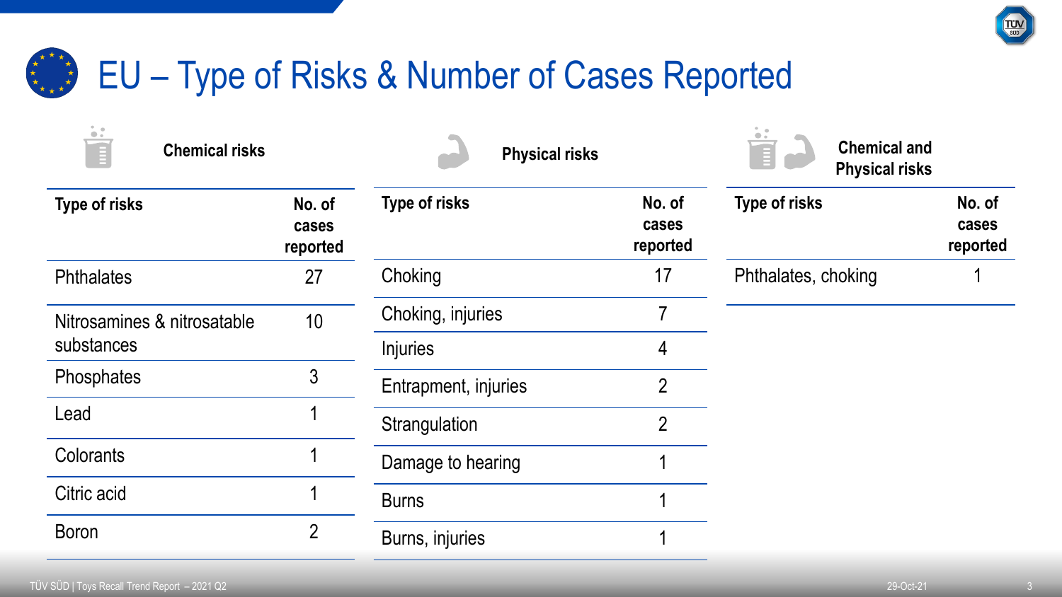# EU – Type of Risks & Number of Cases Reported

### Chemical risks

| Type of risks | No. of cases reported |
| --- | --- |
| Phthalates | 27 |
| Nitrosamines & nitrosatable substances | 10 |
| Phosphates | 3 |
| Lead | 1 |
| Colorants | 1 |
| Citric acid | 1 |
| Boron | 2 |

### Physical risks

| Type of risks | No. of cases reported |
| --- | --- |
| Choking | 17 |
| Choking, injuries | 7 |
| Injuries | 4 |
| Entrapment, injuries | 2 |
| Strangulation | 2 |
| Damage to hearing | 1 |
| Burns | 1 |
| Burns, injuries | 1 |

### Chemical and Physical risks

| Type of risks | No. of cases reported |
| --- | --- |
| Phthalates, choking | 1 |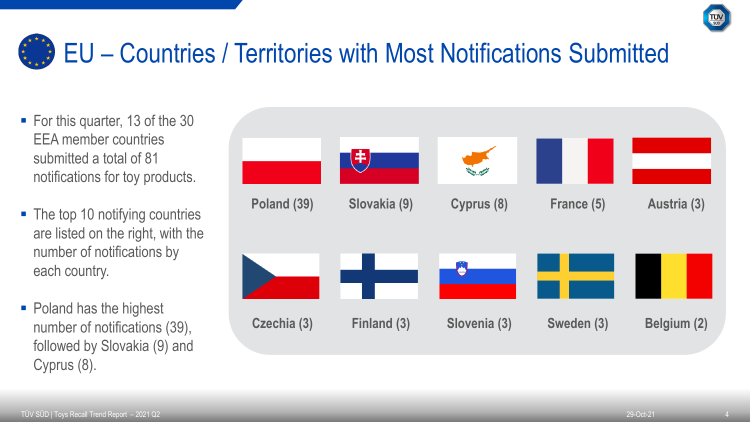# EU – Countries / Territories with Most Notifications Submitted

- For this quarter, 13 of the 30 EEA member countries submitted a total of 81 notifications for toy products.
- The top 10 notifying countries are listed on the right, with the number of notifications by each country.
- Poland has the highest number of notifications (39), followed by Slovakia (9) and Cyprus (8).

**Poland (39)** | **Slovakia (9)** | **Cyprus (8)** | **France (5)** | **Austria (3)**

**Czechia (3)** | **Finland (3)** | **Slovenia (3)** | **Sweden (3)** | **Belgium (2)**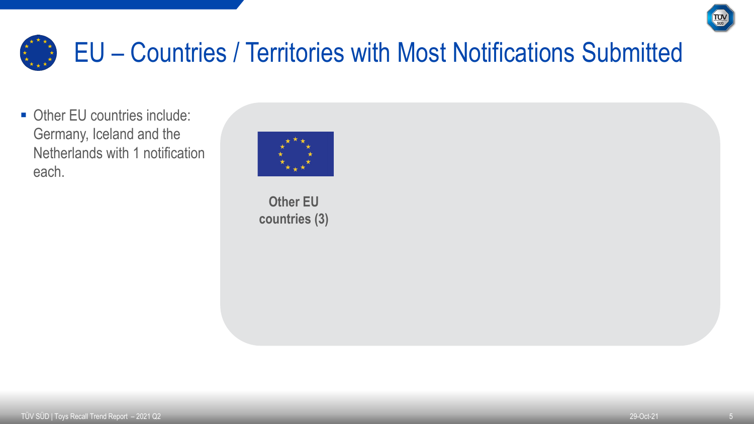# EU – Countries / Territories with Most Notifications Submitted

- Other EU countries include: Germany, Iceland and the Netherlands with 1 notification each.

**Other EU countries (3)**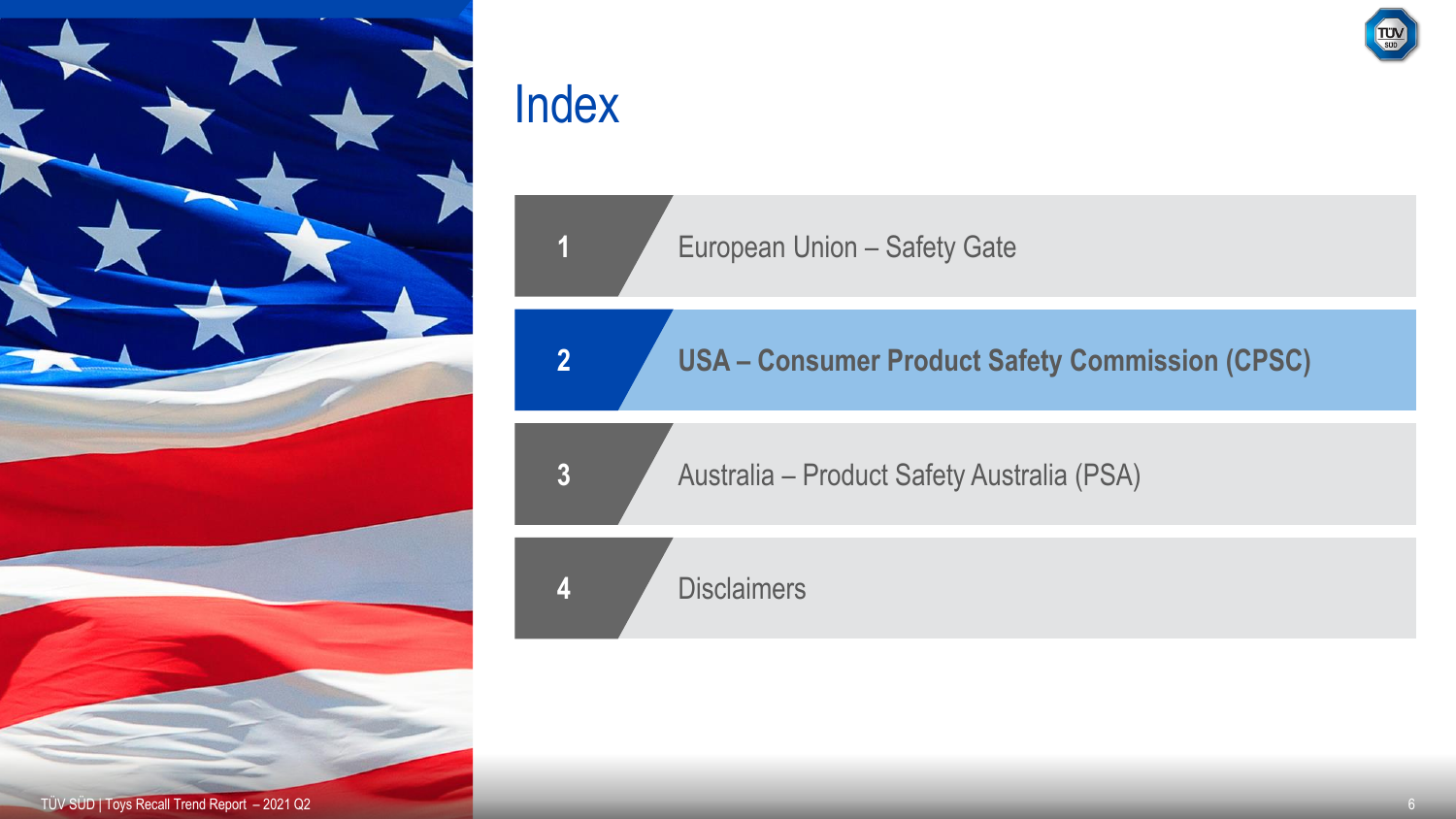# Index

1. European Union – Safety Gate
2. **USA – Consumer Product Safety Commission (CPSC)**
3. Australia – Product Safety Australia (PSA)
4. Disclaimers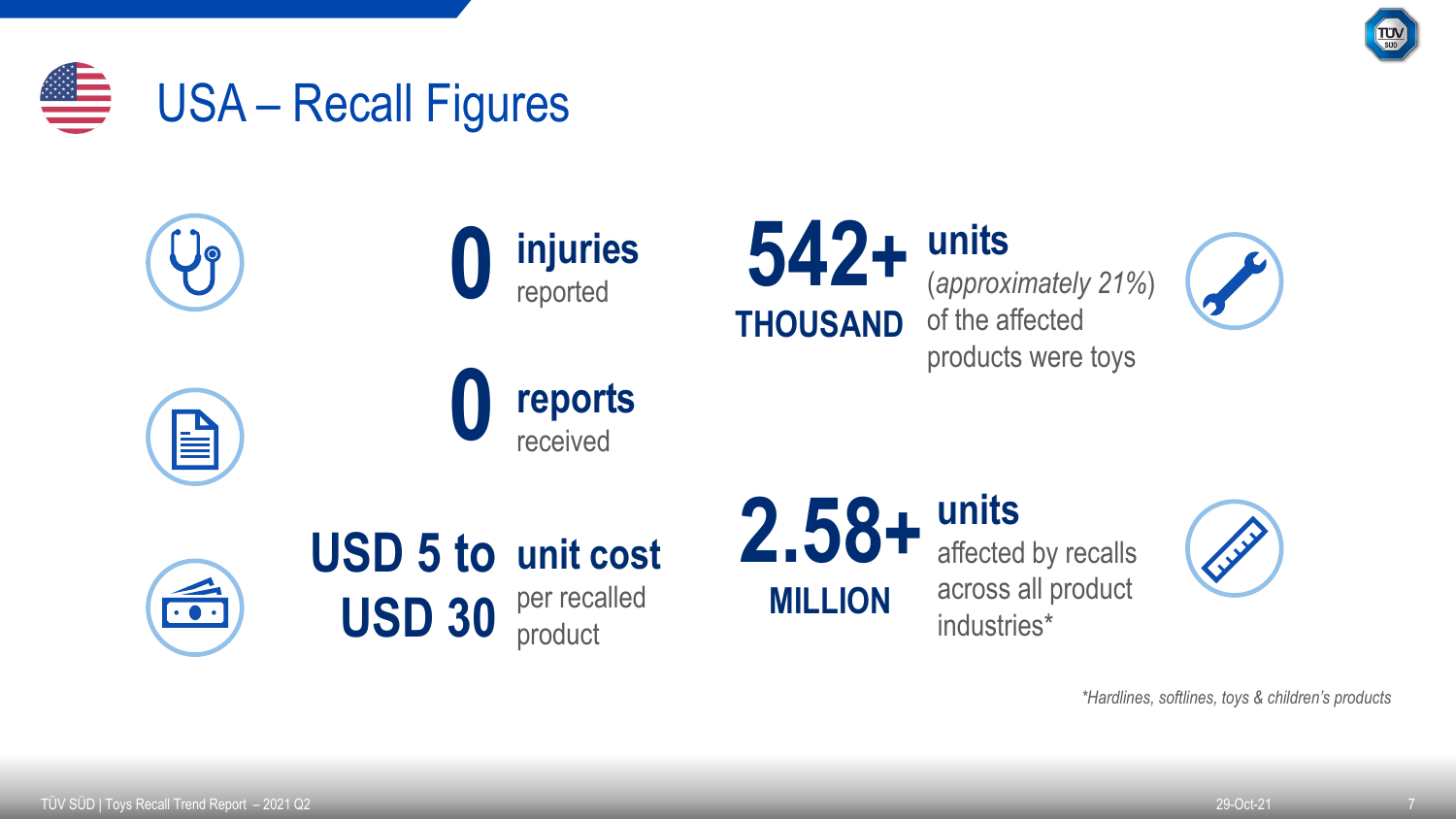# USA – Recall Figures

**0 injuries** reported

**0 reports** received

**USD 5 to USD 30 unit cost** per recalled product

**542+ THOUSAND units** (*approximately 21%*) of the affected products were toys

**2.58+ MILLION units** affected by recalls across all product industries*

*\*Hardlines, softlines, toys & children's products*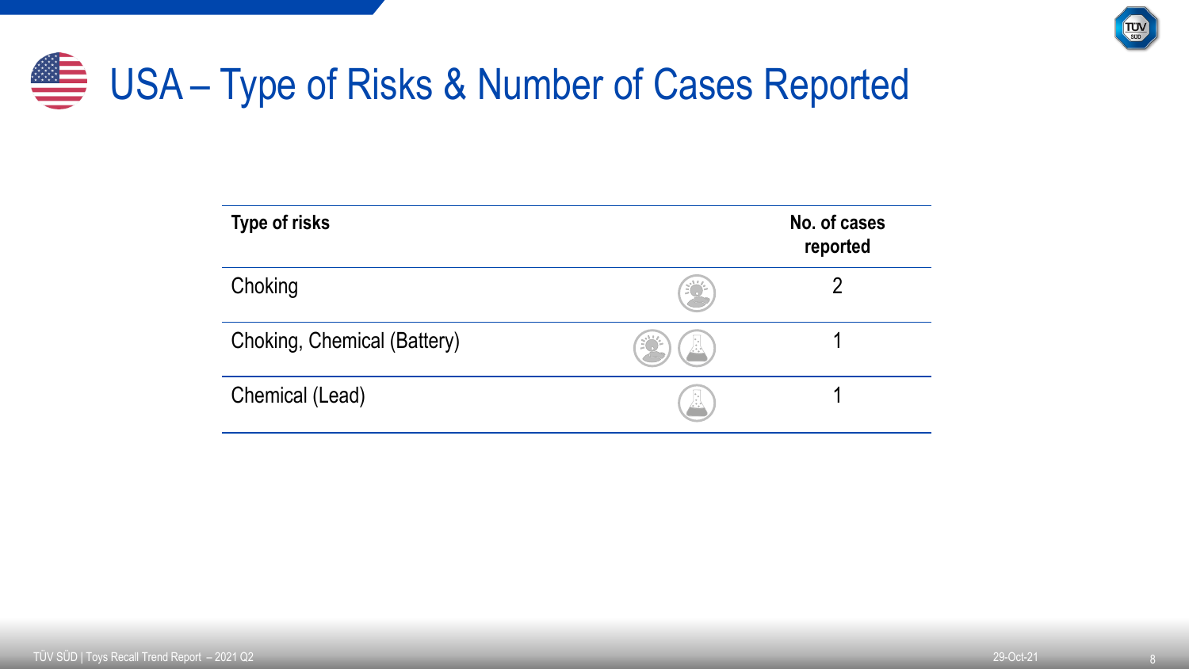# USA – Type of Risks & Number of Cases Reported

| Type of risks | No. of cases reported |
|---|---|
| Choking | 2 |
| Choking, Chemical (Battery) | 1 |
| Chemical (Lead) | 1 |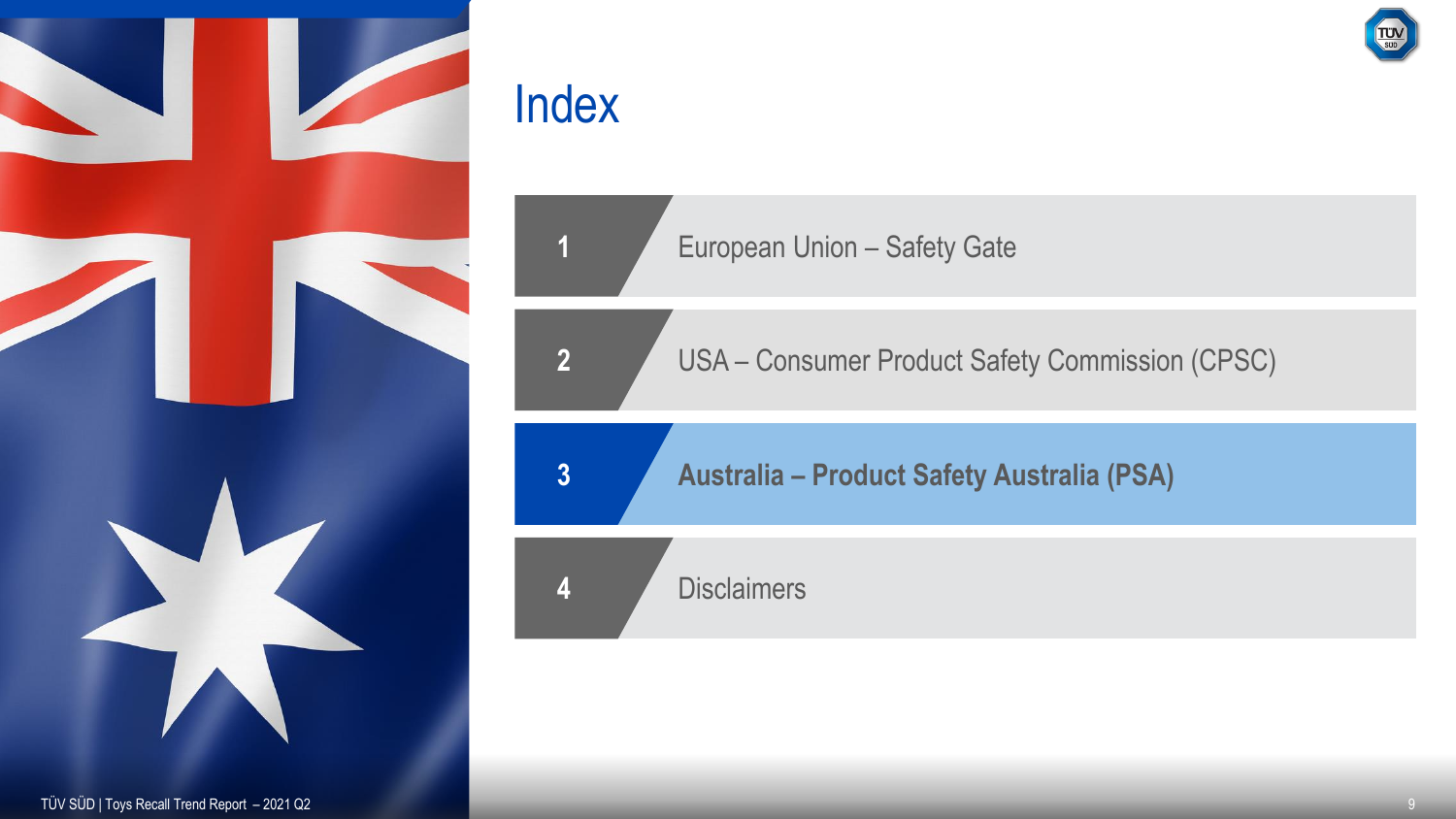# Index

1. European Union – Safety Gate
2. USA – Consumer Product Safety Commission (CPSC)
3. **Australia – Product Safety Australia (PSA)**
4. Disclaimers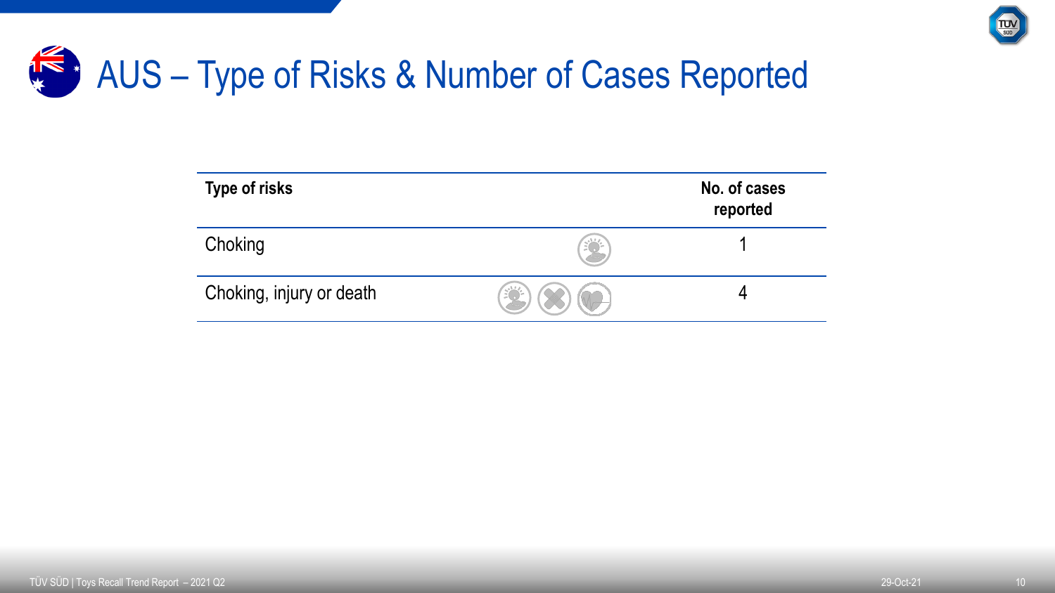# AUS – Type of Risks & Number of Cases Reported

| Type of risks | No. of cases reported |
|---|---|
| Choking | 1 |
| Choking, injury or death | 4 |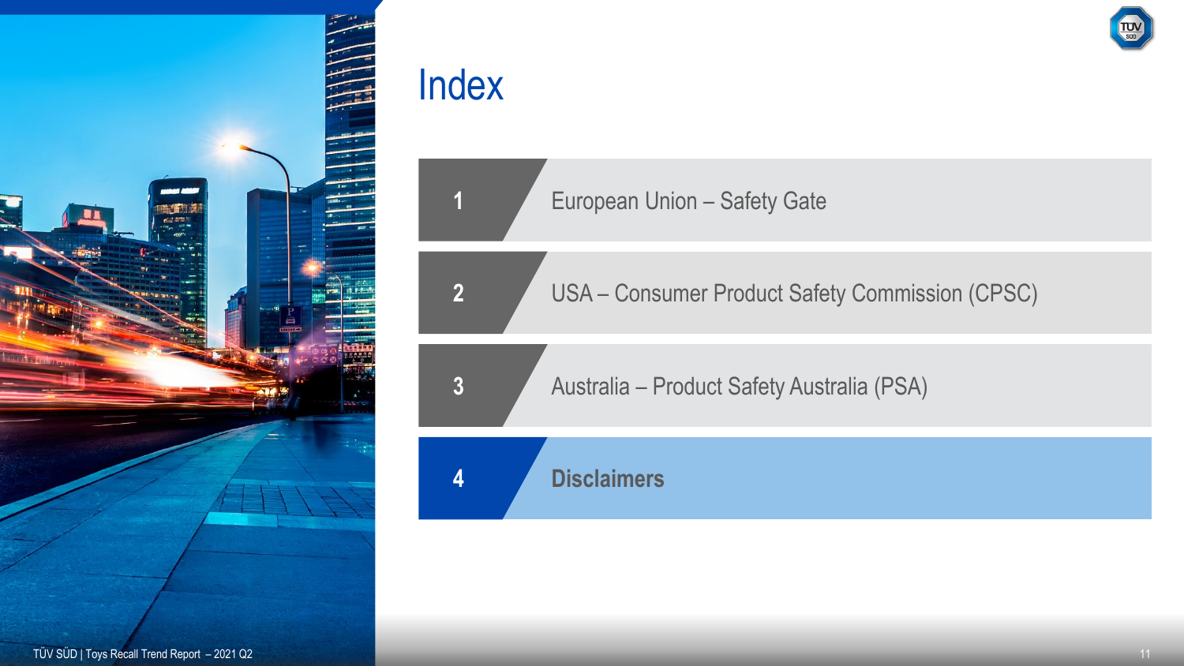# Index

1. European Union – Safety Gate
2. USA – Consumer Product Safety Commission (CPSC)
3. Australia – Product Safety Australia (PSA)
4. **Disclaimers**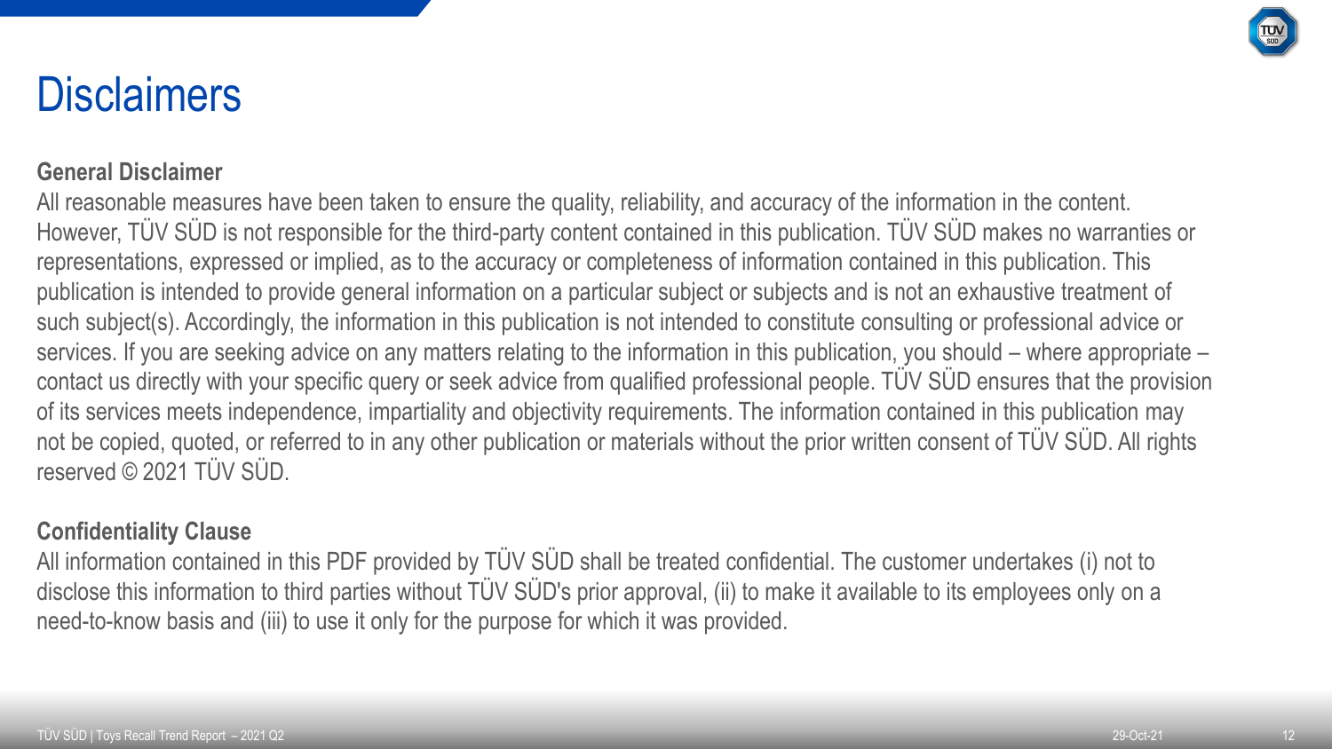# Disclaimers

**General Disclaimer**

All reasonable measures have been taken to ensure the quality, reliability, and accuracy of the information in the content. However, TÜV SÜD is not responsible for the third-party content contained in this publication. TÜV SÜD makes no warranties or representations, expressed or implied, as to the accuracy or completeness of information contained in this publication. This publication is intended to provide general information on a particular subject or subjects and is not an exhaustive treatment of such subject(s). Accordingly, the information in this publication is not intended to constitute consulting or professional advice or services. If you are seeking advice on any matters relating to the information in this publication, you should – where appropriate – contact us directly with your specific query or seek advice from qualified professional people. TÜV SÜD ensures that the provision of its services meets independence, impartiality and objectivity requirements. The information contained in this publication may not be copied, quoted, or referred to in any other publication or materials without the prior written consent of TÜV SÜD. All rights reserved © 2021 TÜV SÜD.

**Confidentiality Clause**

All information contained in this PDF provided by TÜV SÜD shall be treated confidential. The customer undertakes (i) not to disclose this information to third parties without TÜV SÜD's prior approval, (ii) to make it available to its employees only on a need-to-know basis and (iii) to use it only for the purpose for which it was provided.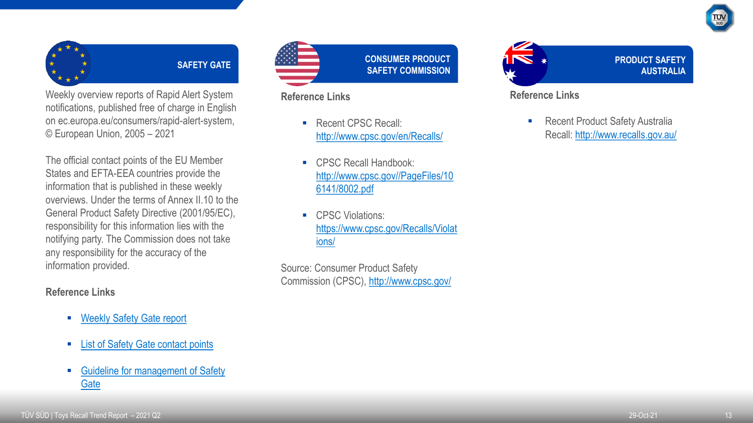## SAFETY GATE

Weekly overview reports of Rapid Alert System notifications, published free of charge in English on ec.europa.eu/consumers/rapid-alert-system, © European Union, 2005 – 2021

The official contact points of the EU Member States and EFTA-EEA countries provide the information that is published in these weekly overviews. Under the terms of Annex II.10 to the General Product Safety Directive (2001/95/EC), responsibility for this information lies with the notifying party. The Commission does not take any responsibility for the accuracy of the information provided.

**Reference Links**

- Weekly Safety Gate report
- List of Safety Gate contact points
- Guideline for management of Safety Gate

## CONSUMER PRODUCT SAFETY COMMISSION

**Reference Links**

- Recent CPSC Recall: http://www.cpsc.gov/en/Recalls/
- CPSC Recall Handbook: http://www.cpsc.gov//PageFiles/106141/8002.pdf
- CPSC Violations: https://www.cpsc.gov/Recalls/Violations/

Source: Consumer Product Safety Commission (CPSC), http://www.cpsc.gov/

## PRODUCT SAFETY AUSTRALIA

**Reference Links**

- Recent Product Safety Australia Recall: http://www.recalls.gov.au/